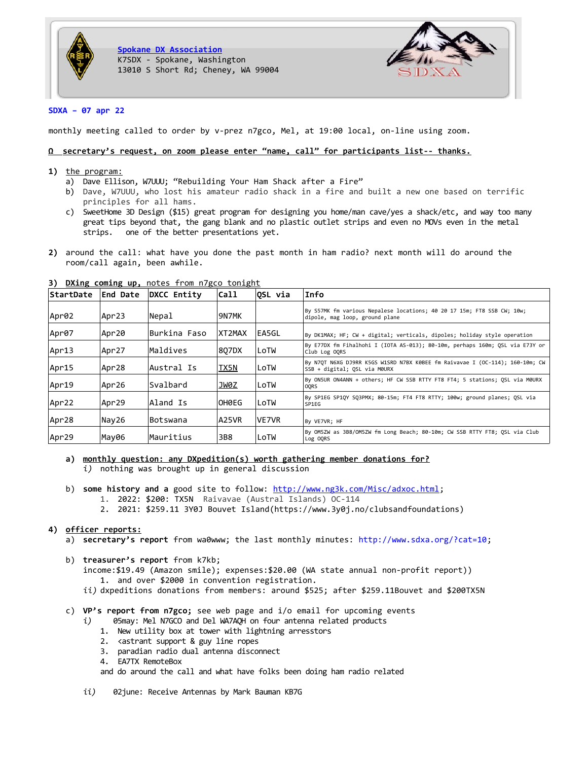**[Spokane DX Association](http://www.sdxa.org)**
K7SDX - Spokane, Washington
13010 S Short Rd; Cheney, WA 99004

SDXA

**SDXA – 07 apr 22**

monthly meeting called to order by v-prez n7gco, Mel, at 19:00 local, on-line using zoom.

**Ω secretary's request, on zoom please enter "name, call" for participants list-- thanks.**

1) the program:
   a) Dave Ellison, W7UUU; "Rebuilding Your Ham Shack after a Fire"
   b) Dave, W7UUU, who lost his amateur radio shack in a fire and built a new one based on terrific principles for all hams.
   c) SweetHome 3D Design ($15) great program for designing you home/man cave/yes a shack/etc, and way too many great tips beyond that, the gang blank and no plastic outlet strips and even no MOVs even in the metal strips. one of the better presentations yet.

2) around the call: what have you done the past month in ham radio? next month will do around the room/call again, been awhile.

3) **DXing coming up,** notes from n7gco tonight

| StartDate | End Date | DXCC Entity | Call | QSL via | Info |
|---|---|---|---|---|---|
| Apr02 | Apr23 | Nepal | 9N7MK | | By S57MK fm various Nepalese locations; 40 20 17 15m; FT8 SSB CW; 10w; dipole, mag loop, ground plane |
| Apr07 | Apr20 | Burkina Faso | XT2MAX | EA5GL | By DK1MAX; HF; CW + digital; verticals, dipoles; holiday style operation |
| Apr13 | Apr27 | Maldives | 8Q7DX | LoTW | By E77DX fm Fihalhohi I (IOTA AS-013); 80-10m, perhaps 160m; QSL via E73Y or Club Log OQRS |
| Apr15 | Apr28 | Austral Is | TX5N | LoTW | By N7QT N6XG DJ9RR K5GS W1SRD N7BX K0BEE fm Raivavae I (OC-114); 160-10m; CW SSB + digital; QSL via M0URX |
| Apr19 | Apr26 | Svalbard | JW0Z | LoTW | By ON5UR ON4ANN + others; HF CW SSB RTTY FT8 FT4; 5 stations; QSL via M0URX OQRS |
| Apr22 | Apr29 | Aland Is | OH0EG | LoTW | By SP1EG SP1QY SQ3PMX; 80-15m; FT4 FT8 RTTY; 100w; ground planes; QSL via SP1EG |
| Apr28 | Nay26 | Botswana | A25VR | VE7VR | By VE7VR; HF |
| Apr29 | May06 | Mauritius | 3B8 | LoTW | By OM5ZW as 3B8/OM5ZW fm Long Beach; 80-10m; CW SSB RTTY FT8; QSL via Club Log OQRS |

   a) **monthly question: any DXpedition(s) worth gathering member donations for?**
      i) nothing was brought up in general discussion

   b) **some history and a** good site to follow: http://www.ng3k.com/Misc/adxoc.html;
      1. 2022: $200: TX5N Raivavae (Austral Islands) OC-114
      2. 2021: $259.11 3Y0J Bouvet Island(https://www.3y0j.no/clubsandfoundations)

4) officer reports:
   a) **secretary's report** from wa0www; the last monthly minutes: http://www.sdxa.org/?cat=10;

   b) **treasurer's report** from k7kb;
      income:$19.49 (Amazon smile); expenses:$20.00 (WA state annual non-profit report))
         1. and over $2000 in convention registration.
      ii) dxpeditions donations from members: around $525; after $259.11Bouvet and $200TX5N

   c) **VP's report from n7gco;** see web page and i/o email for upcoming events
      i) 05may: Mel N7GCO and Del WA7AQH on four antenna related products
         1. New utility box at tower with lightning arresstors
         2. <astrant support & guy line ropes
         3. paradian radio dual antenna disconnect
         4. EA7TX RemoteBox
         and do around the call and what have folks been doing ham radio related

      ii) 02june: Receive Antennas by Mark Bauman KB7G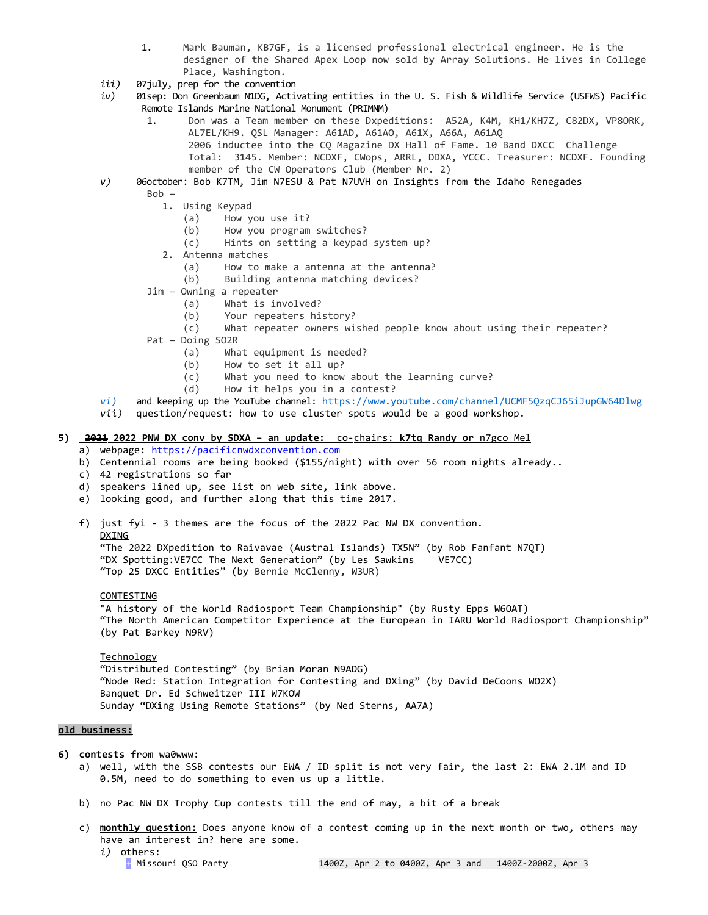1. Mark Bauman, KB7GF, is a licensed professional electrical engineer. He is the designer of the Shared Apex Loop now sold by Array Solutions. He lives in College Place, Washington.

iii) 07july, prep for the convention

iv) 01sep: Don Greenbaum N1DG, Activating entities in the U. S. Fish & Wildlife Service (USFWS) Pacific Remote Islands Marine National Monument (PRIMNM)

1. Don was a Team member on these Dxpeditions: A52A, K4M, KH1/KH7Z, C82DX, VP8ORK, AL7EL/KH9. QSL Manager: A61AD, A61AO, A61X, A66A, A61AQ
   2006 inductee into the CQ Magazine DX Hall of Fame. 10 Band DXCC Challenge Total: 3145. Member: NCDXF, CWops, ARRL, DDXA, YCCC. Treasurer: NCDXF. Founding member of the CW Operators Club (Member Nr. 2)

v) 06october: Bob K7TM, Jim N7ESU & Pat N7UVH on Insights from the Idaho Renegades

Bob –

1. Using Keypad
   (a) How you use it?
   (b) How you program switches?
   (c) Hints on setting a keypad system up?
2. Antenna matches
   (a) How to make a antenna at the antenna?
   (b) Building antenna matching devices?

Jim – Owning a repeater
   (a) What is involved?
   (b) Your repeaters history?
   (c) What repeater owners wished people know about using their repeater?

Pat – Doing SO2R
   (a) What equipment is needed?
   (b) How to set it all up?
   (c) What you need to know about the learning curve?
   (d) How it helps you in a contest?

vi) and keeping up the YouTube channel: https://www.youtube.com/channel/UCMF5QzqCJ65iJupGW64Dlwg

vii) question/request: how to use cluster spots would be a good workshop.

5) **~~2021~~ 2022 PNW DX conv by SDXA – an update:** co-chairs: **k7tq Randy** or n7gco Mel

a) webpage: https://pacificnwdxconvention.com
b) Centennial rooms are being booked ($155/night) with over 56 room nights already..
c) 42 registrations so far
d) speakers lined up, see list on web site, link above.
e) looking good, and further along that this time 2017.

f) just fyi - 3 themes are the focus of the 2022 Pac NW DX convention.

DXING
"The 2022 DXpedition to Raivavae (Austral Islands) TX5N" (by Rob Fanfant N7QT)
"DX Spotting:VE7CC The Next Generation" (by Les Sawkins VE7CC)
"Top 25 DXCC Entities" (by Bernie McClenny, W3UR)

CONTESTING
"A history of the World Radiosport Team Championship" (by Rusty Epps W6OAT)
"The North American Competitor Experience at the European in IARU World Radiosport Championship" (by Pat Barkey N9RV)

Technology
"Distributed Contesting" (by Brian Moran N9ADG)
"Node Red: Station Integration for Contesting and DXing" (by David DeCoons WO2X)
Banquet Dr. Ed Schweitzer III W7KOW
Sunday "DXing Using Remote Stations" (by Ned Sterns, AA7A)

**old business:**

6) **contests** from wa0www:

a) well, with the SSB contests our EWA / ID split is not very fair, the last 2: EWA 2.1M and ID 0.5M, need to do something to even us up a little.

b) no Pac NW DX Trophy Cup contests till the end of may, a bit of a break

c) **monthly question:** Does anyone know of a contest coming up in the next month or two, others may have an interest in? here are some.

i) others:
   - Missouri QSO Party 1400Z, Apr 2 to 0400Z, Apr 3 and 1400Z-2000Z, Apr 3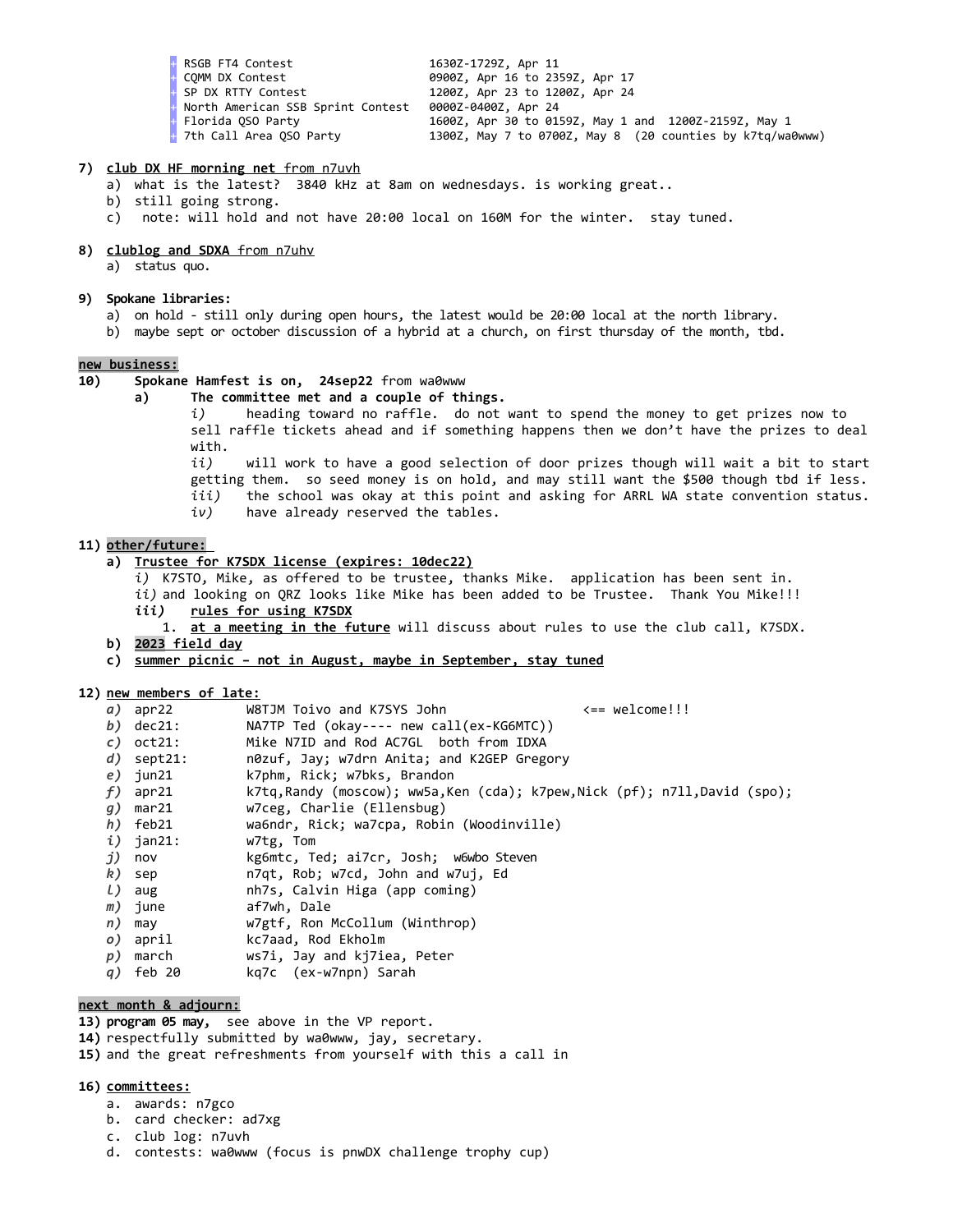- RSGB FT4 Contest — 1630Z-1729Z, Apr 11
- CQMM DX Contest — 0900Z, Apr 16 to 2359Z, Apr 17
- SP DX RTTY Contest — 1200Z, Apr 23 to 1200Z, Apr 24
- North American SSB Sprint Contest — 0000Z-0400Z, Apr 24
- Florida QSO Party — 1600Z, Apr 30 to 0159Z, May 1 and 1200Z-2159Z, May 1
- 7th Call Area QSO Party — 1300Z, May 7 to 0700Z, May 8 (20 counties by k7tq/wa0www)

7) **club DX HF morning net from n7uvh**
   a) what is the latest? 3840 kHz at 8am on wednesdays. is working great..
   b) still going strong.
   c) note: will hold and not have 20:00 local on 160M for the winter. stay tuned.

8) **clublog and SDXA from n7uhv**
   a) status quo.

9) **Spokane libraries:**
   a) on hold - still only during open hours, the latest would be 20:00 local at the north library.
   b) maybe sept or october discussion of a hybrid at a church, on first thursday of the month, tbd.

**new business:**

10) **Spokane Hamfest is on, 24sep22** from wa0www
   a) **The committee met and a couple of things.**
      *i)* heading toward no raffle. do not want to spend the money to get prizes now to sell raffle tickets ahead and if something happens then we don't have the prizes to deal with.
      *ii)* will work to have a good selection of door prizes though will wait a bit to start getting them. so seed money is on hold, and may still want the $500 though tbd if less.
      *iii)* the school was okay at this point and asking for ARRL WA state convention status.
      *iv)* have already reserved the tables.

11) **other/future:**
   a) **Trustee for K7SDX license (expires: 10dec22)**
      *i)* K7STO, Mike, as offered to be trustee, thanks Mike. application has been sent in.
      *ii)* and looking on QRZ looks like Mike has been added to be Trustee. Thank You Mike!!!
      ***iii)*** **rules for using K7SDX**
         1. **at a meeting in the future** will discuss about rules to use the club call, K7SDX.
   b) **2023 field day**
   c) **summer picnic – not in August, maybe in September, stay tuned**

12) **new members of late:**
   *a)* apr22 — W8TJM Toivo and K7SYS John <== welcome!!!
   *b)* dec21: — NA7TP Ted (okay---- new call(ex-KG6MTC))
   *c)* oct21: — Mike N7ID and Rod AC7GL both from IDXA
   *d)* sept21: — n0zuf, Jay; w7drn Anita; and K2GEP Gregory
   *e)* jun21 — k7phm, Rick; w7bks, Brandon
   *f)* apr21 — k7tq,Randy (moscow); ww5a,Ken (cda); k7pew,Nick (pf); n7ll,David (spo);
   *g)* mar21 — w7ceg, Charlie (Ellensbug)
   *h)* feb21 — wa6ndr, Rick; wa7cpa, Robin (Woodinville)
   *i)* jan21: — w7tg, Tom
   *j)* nov — kg6mtc, Ted; ai7cr, Josh; w6wbo Steven
   *k)* sep — n7qt, Rob; w7cd, John and w7uj, Ed
   *l)* aug — nh7s, Calvin Higa (app coming)
   *m)* june — af7wh, Dale
   *n)* may — w7gtf, Ron McCollum (Winthrop)
   *o)* april — kc7aad, Rod Ekholm
   *p)* march — ws7i, Jay and kj7iea, Peter
   *q)* feb 20 — kq7c (ex-w7npn) Sarah

**next month & adjourn:**

13) **program 05 may,** see above in the VP report.
14) respectfully submitted by wa0www, jay, secretary.
15) and the great refreshments from yourself with this a call in

16) **committees:**
   a. awards: n7gco
   b. card checker: ad7xg
   c. club log: n7uvh
   d. contests: wa0www (focus is pnwDX challenge trophy cup)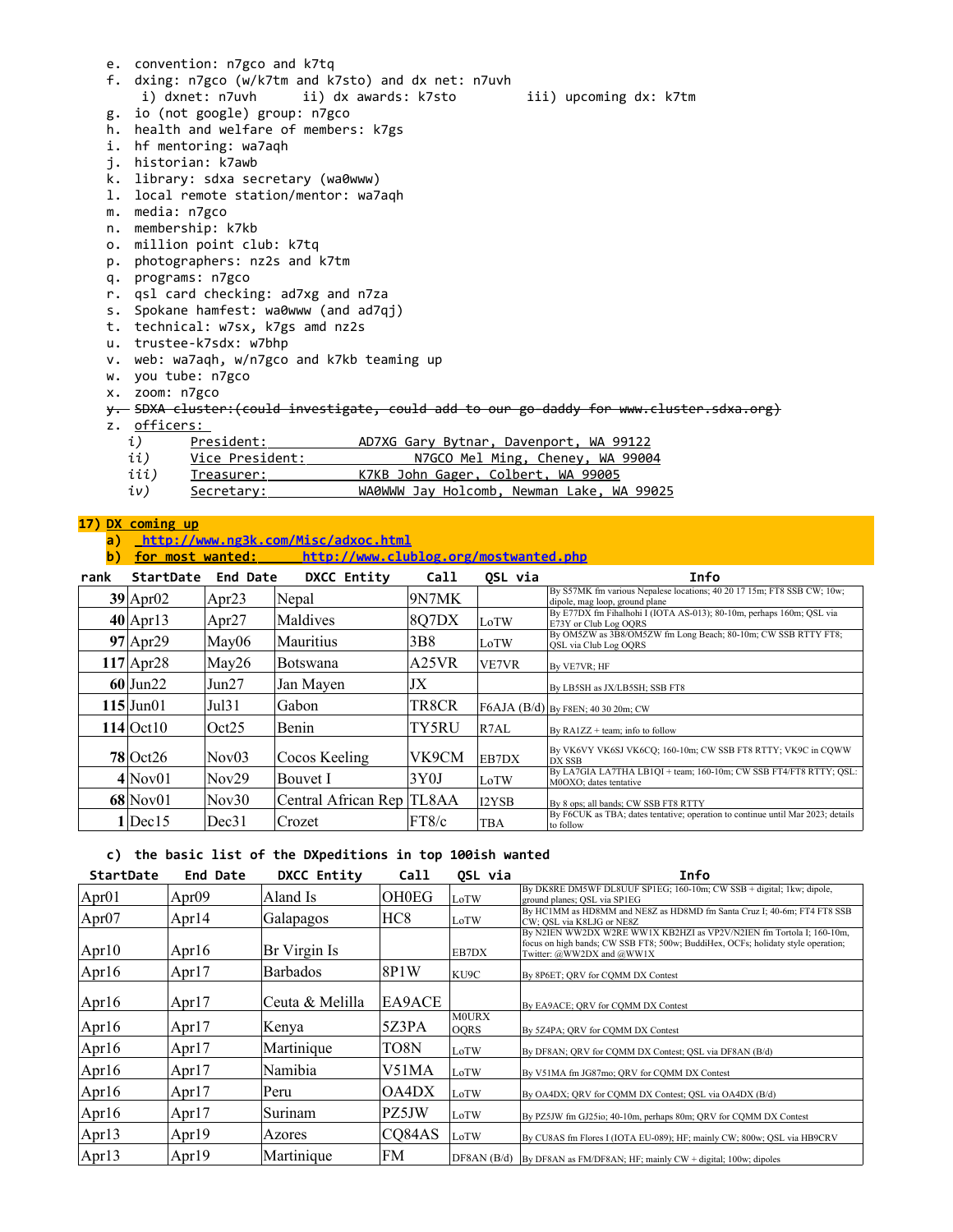e. convention: n7gco and k7tq
f. dxing: n7gco (w/k7tm and k7sto) and dx net: n7uvh
   i) dxnet: n7uvh      ii) dx awards: k7sto      iii) upcoming dx: k7tm
g. io (not google) group: n7gco
h. health and welfare of members: k7gs
i. hf mentoring: wa7aqh
j. historian: k7awb
k. library: sdxa secretary (wa0www)
l. local remote station/mentor: wa7aqh
m. media: n7gco
n. membership: k7kb
o. million point club: k7tq
p. photographers: nz2s and k7tm
q. programs: n7gco
r. qsl card checking: ad7xg and n7za
s. Spokane hamfest: wa0www (and ad7qj)
t. technical: w7sx, k7gs amd nz2s
u. trustee-k7sdx: w7bhp
v. web: wa7aqh, w/n7gco and k7kb teaming up
w. you tube: n7gco
x. zoom: n7gco
y. ~~SDXA cluster:(could investigate, could add to our go daddy for www.cluster.sdxa.org)~~
z. officers:
   i) President: AD7XG Gary Bytnar, Davenport, WA 99122
   ii) Vice President: N7GCO Mel Ming, Cheney, WA 99004
   iii) Treasurer: K7KB John Gager, Colbert, WA 99005
   iv) Secretary: WA0WWW Jay Holcomb, Newman Lake, WA 99025

## 17) DX coming up

a) http://www.ng3k.com/Misc/adxoc.html
b) for most wanted: http://www.clublog.org/mostwanted.php

| rank | StartDate | End Date | DXCC Entity | Call | QSL via | Info |
|---|---|---|---|---|---|---|
| 39 | Apr02 | Apr23 | Nepal | 9N7MK | | By S57MK fm various Nepalese locations; 40 20 17 15m; FT8 SSB CW; 10w; dipole, mag loop, ground plane |
| 40 | Apr13 | Apr27 | Maldives | 8Q7DX | LoTW | By E77DX fm Fihalhohi I (IOTA AS-013); 80-10m, perhaps 160m; QSL via E73Y or Club Log OQRS |
| 97 | Apr29 | May06 | Mauritius | 3B8 | LoTW | By OM5ZW as 3B8/OM5ZW fm Long Beach; 80-10m; CW SSB RTTY FT8; QSL via Club Log OQRS |
| 117 | Apr28 | May26 | Botswana | A25VR | VE7VR | By VE7VR; HF |
| 60 | Jun22 | Jun27 | Jan Mayen | JX | | By LB5SH as JX/LB5SH; SSB FT8 |
| 115 | Jun01 | Jul31 | Gabon | TR8CR | F6AJA (B/d) | By F8EN; 40 30 20m; CW |
| 114 | Oct10 | Oct25 | Benin | TY5RU | R7AL | By RA1ZZ + team; info to follow |
| 78 | Oct26 | Nov03 | Cocos Keeling | VK9CM | EB7DX | By VK6VY VK6SJ VK6CQ; 160-10m; CW SSB FT8 RTTY; VK9C in CQWW DX SSB |
| 4 | Nov01 | Nov29 | Bouvet I | 3Y0J | LoTW | By LA7GIA LA7THA LB1QI + team; 160-10m; CW SSB FT4/FT8 RTTY; QSL: M0OXO; dates tentative |
| 68 | Nov01 | Nov30 | Central African Rep | TL8AA | I2YSB | By 8 ops; all bands; CW SSB FT8 RTTY |
| 1 | Dec15 | Dec31 | Crozet | FT8/c | TBA | By F6CUK as TBA; dates tentative; operation to continue until Mar 2023; details to follow |

c) the basic list of the DXpeditions in top 100ish wanted

| StartDate | End Date | DXCC Entity | Call | QSL via | Info |
|---|---|---|---|---|---|
| Apr01 | Apr09 | Aland Is | OH0EG | LoTW | By DK8RE DM5WF DL8UUF SP1EG; 160-10m; CW SSB + digital; 1kw; dipole, ground planes; QSL via SP1EG |
| Apr07 | Apr14 | Galapagos | HC8 | LoTW | By HC1MM as HD8MM and NE8Z as HD8MD fm Santa Cruz I; 40-6m; FT4 FT8 SSB CW; QSL via K8LJG or NE8Z |
| Apr10 | Apr16 | Br Virgin Is | | EB7DX | By N2IEN WW2DX W2RE WW1X KB2HZI as VP2V/N2IEN fm Tortola I; 160-10m, focus on high bands; CW SSB FT8; 500w; BuddiHex, OCFs; holiday style operation; Twitter: @WW2DX and @WW1X |
| Apr16 | Apr17 | Barbados | 8P1W | KU9C | By 8P6ET; QRV for CQMM DX Contest |
| Apr16 | Apr17 | Ceuta & Melilla | EA9ACE | | By EA9ACE; QRV for CQMM DX Contest |
| Apr16 | Apr17 | Kenya | 5Z3PA | M0URX OQRS | By 5Z4PA; QRV for CQMM DX Contest |
| Apr16 | Apr17 | Martinique | TO8N | LoTW | By DF8AN; QRV for CQMM DX Contest; QSL via DF8AN (B/d) |
| Apr16 | Apr17 | Namibia | V51MA | LoTW | By V51MA fm JG87mo; QRV for CQMM DX Contest |
| Apr16 | Apr17 | Peru | OA4DX | LoTW | By OA4DX; QRV for CQMM DX Contest; QSL via OA4DX (B/d) |
| Apr16 | Apr17 | Surinam | PZ5JW | LoTW | By PZ5JW fm GJ25io; 40-10m, perhaps 80m; QRV for CQMM DX Contest |
| Apr13 | Apr19 | Azores | CQ84AS | LoTW | By CU8AS fm Flores I (IOTA EU-089); HF; mainly CW; 800w; QSL via HB9CRV |
| Apr13 | Apr19 | Martinique | FM | DF8AN (B/d) | By DF8AN as FM/DF8AN; HF; mainly CW + digital; 100w; dipoles |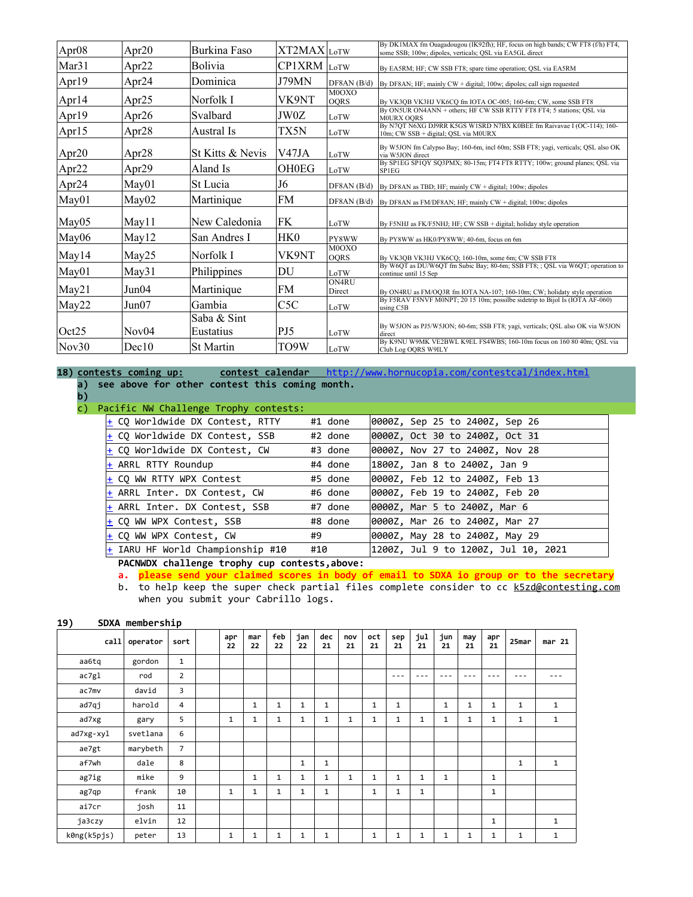| | | | | | |
|---|---|---|---|---|---|
| Apr08 | Apr20 | Burkina Faso | XT2MAX | LoTW | By DK1MAX fm Ouagadougou (IK92fh); HF, focus on high bands; CW FT8 (f/h) FT4, some SSB; 100w; dipoles, verticals; QSL via EA5GL direct |
| Mar31 | Apr22 | Bolivia | CP1XRM | LoTW | By EA5RM; HF; CW SSB FT8; spare time operation; QSL via EA5RM |
| Apr19 | Apr24 | Dominica | J79MN | DF8AN (B/d) | By DF8AN; HF; mainly CW + digital; 100w; dipoles; call sign requested |
| Apr14 | Apr25 | Norfolk I | VK9NT | M0OXO OQRS | By VK3QB VK3HJ VK6CQ fm IOTA OC-005; 160-6m; CW, some SSB FT8 |
| Apr19 | Apr26 | Svalbard | JW0Z | LoTW | By ON5UR ON4ANN + others; HF CW SSB RTTY FT8 FT4; 5 stations; QSL via M0URX OQRS |
| Apr15 | Apr28 | Austral Is | TX5N | LoTW | By N7QT N6XG DJ9RR K5GS W1SRD N7BX K0BEE fm Raivavae I (OC-114); 160-10m; CW SSB + digital; QSL via M0URX |
| Apr20 | Apr28 | St Kitts & Nevis | V47JA | LoTW | By W5JON fm Calypso Bay; 160-6m, incl 60m; SSB FT8; yagi, verticals; QSL also OK via W5JON direct |
| Apr22 | Apr29 | Aland Is | OH0EG | LoTW | By SP1EG SP1QY SQ3PMX; 80-15m; FT4 FT8 RTTY; 100w; ground planes; QSL via SP1EG |
| Apr24 | May01 | St Lucia | J6 | DF8AN (B/d) | By DF8AN as TBD; HF; mainly CW + digital; 100w; dipoles |
| May01 | May02 | Martinique | FM | DF8AN (B/d) | By DF8AN as FM/DF8AN; HF; mainly CW + digital; 100w; dipoles |
| May05 | May11 | New Caledonia | FK | LoTW | By F5NHJ as FK/F5NHJ; HF; CW SSB + digital; holiday style operation |
| May06 | May12 | San Andres I | HK0 | PY8WW | By PY8WW as HK0/PY8WW; 40-6m, focus on 6m |
| May14 | May25 | Norfolk I | VK9NT | M0OXO OQRS | By VK3QB VK3HJ VK6CQ; 160-10m, some 6m; CW SSB FT8 |
| May01 | May31 | Philippines | DU | LoTW | By W6QT as DU/W6QT fm Subic Bay; 80-6m; SSB FT8; ; QSL via W6QT; operation to continue until 15 Sep |
| May21 | Jun04 | Martinique | FM | ON4RU Direct | By ON4RU as FM/OQ3R fm IOTA NA-107; 160-10m; CW; holidaty style operation |
| May22 | Jun07 | Gambia | C5C | LoTW | By F5RAV F5NVF M0NPT; 20 15 10m; possilbe sidetrip to Bijol Is (IOTA AF-060) using C5B |
| Oct25 | Nov04 | Saba & Sint Eustatius | PJ5 | LoTW | By W5JON as PJ5/W5JON; 60-6m; SSB FT8; yagi, verticals; QSL also OK via W5JON direct |
| Nov30 | Dec10 | St Martin | TO9W | LoTW | By K9NU W9MK VE2BWL K9EL FS4WBS; 160-10m focus on 160 80 40m; QSL via Club Log OQRS W9ILY |

**18) contests coming up:** **contest calendar** http://www.hornucopia.com/contestcal/index.html

a) **see above for other contest this coming month.**

b)

c) Pacific NW Challenge Trophy contests:

| | | |
|---|---|---|
| + CQ Worldwide DX Contest, RTTY | #1 done | 0000Z, Sep 25 to 2400Z, Sep 26 |
| + CQ Worldwide DX Contest, SSB | #2 done | 0000Z, Oct 30 to 2400Z, Oct 31 |
| + CQ Worldwide DX Contest, CW | #3 done | 0000Z, Nov 27 to 2400Z, Nov 28 |
| + ARRL RTTY Roundup | #4 done | 1800Z, Jan 8 to 2400Z, Jan 9 |
| + CQ WW RTTY WPX Contest | #5 done | 0000Z, Feb 12 to 2400Z, Feb 13 |
| + ARRL Inter. DX Contest, CW | #6 done | 0000Z, Feb 19 to 2400Z, Feb 20 |
| + ARRL Inter. DX Contest, SSB | #7 done | 0000Z, Mar 5 to 2400Z, Mar 6 |
| + CQ WW WPX Contest, SSB | #8 done | 0000Z, Mar 26 to 2400Z, Mar 27 |
| + CQ WW WPX Contest, CW | #9 | 0000Z, May 28 to 2400Z, May 29 |
| + IARU HF World Championship #10 | #10 | 1200Z, Jul 9 to 1200Z, Jul 10, 2021 |

**PACNWDX challenge trophy cup contests,above:**

a. **please send your claimed scores in body of email to SDXA io group or to the secretary**

b. to help keep the super check partial files complete consider to cc k5zd@contesting.com when you submit your Cabrillo logs.

**19) SDXA membership**

| call | operator | sort | | apr 22 | mar 22 | feb 22 | jan 22 | dec 21 | nov 21 | oct 21 | sep 21 | jul 21 | jun 21 | may 21 | apr 21 | 25mar | mar 21 |
|---|---|---|---|---|---|---|---|---|---|---|---|---|---|---|---|---|---|
| aa6tq | gordon | 1 | | | | | | | | | | | | | | | |
| ac7gl | rod | 2 | | | | | | | | | --- | --- | --- | --- | --- | --- | --- |
| ac7mv | david | 3 | | | | | | | | | | | | | | | |
| ad7qj | harold | 4 | | | 1 | 1 | 1 | 1 | | 1 | 1 | | 1 | 1 | 1 | 1 | 1 |
| ad7xg | gary | 5 | | 1 | 1 | 1 | 1 | 1 | 1 | 1 | 1 | 1 | 1 | 1 | 1 | 1 | 1 |
| ad7xg-xyl | svetlana | 6 | | | | | | | | | | | | | | | |
| ae7gt | marybeth | 7 | | | | | | | | | | | | | | | |
| af7wh | dale | 8 | | | | | 1 | 1 | | | | | | | | 1 | 1 |
| ag7ig | mike | 9 | | | 1 | 1 | 1 | 1 | 1 | 1 | 1 | 1 | 1 | | 1 | | |
| ag7qp | frank | 10 | | 1 | 1 | 1 | 1 | 1 | | 1 | 1 | 1 | | | 1 | | |
| ai7cr | josh | 11 | | | | | | | | | | | | | | | |
| ja3czy | elvin | 12 | | | | | | | | | | | | | 1 | | 1 |
| k0ng(k5pjs) | peter | 13 | | 1 | 1 | 1 | 1 | 1 | | 1 | 1 | 1 | 1 | 1 | 1 | 1 | 1 |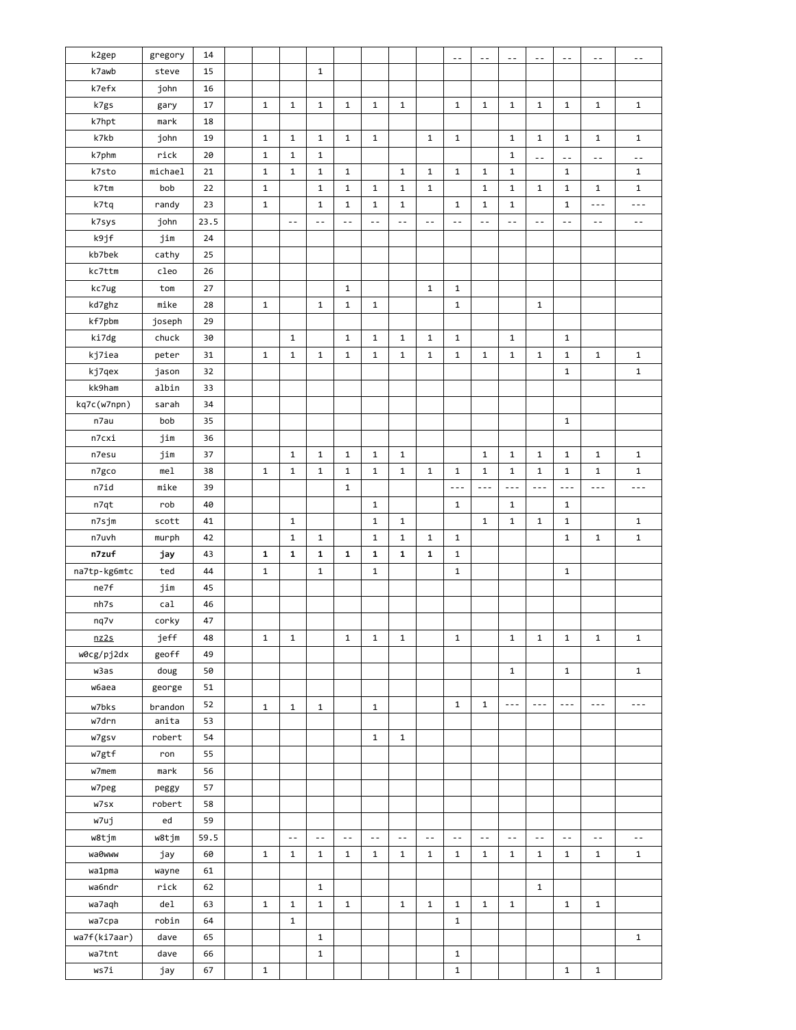| | | | | | | | | | | | | | | | | | |
|---|---|---|---|---|---|---|---|---|---|---|---|---|---|---|---|---|---|
| k2gep | gregory | 14 | | | | | | | | | -- | -- | -- | -- | -- | -- | -- |
| k7awb | steve | 15 | | | | 1 | | | | | | | | | | | |
| k7efx | john | 16 | | | | | | | | | | | | | | | |
| k7gs | gary | 17 | | 1 | 1 | 1 | 1 | 1 | 1 | | 1 | 1 | 1 | 1 | 1 | 1 | 1 |
| k7hpt | mark | 18 | | | | | | | | | | | | | | | |
| k7kb | john | 19 | | 1 | 1 | 1 | 1 | 1 | | 1 | 1 | | 1 | 1 | 1 | 1 | 1 |
| k7phm | rick | 20 | | 1 | 1 | 1 | | | | | | | 1 | -- | -- | -- | -- |
| k7sto | michael | 21 | | 1 | 1 | 1 | 1 | | 1 | 1 | 1 | 1 | 1 | | 1 | | 1 |
| k7tm | bob | 22 | | 1 | | 1 | 1 | 1 | 1 | 1 | | 1 | 1 | 1 | 1 | 1 | 1 |
| k7tq | randy | 23 | | 1 | | 1 | 1 | 1 | 1 | | 1 | 1 | 1 | | 1 | --- | --- |
| k7sys | john | 23.5 | | | -- | -- | -- | -- | -- | -- | -- | -- | -- | -- | -- | -- | -- |
| k9jf | jim | 24 | | | | | | | | | | | | | | | |
| kb7bek | cathy | 25 | | | | | | | | | | | | | | | |
| kc7ttm | cleo | 26 | | | | | | | | | | | | | | | |
| kc7ug | tom | 27 | | | | | 1 | | | 1 | 1 | | | | | | |
| kd7ghz | mike | 28 | | 1 | | 1 | 1 | 1 | | | 1 | | | 1 | | | |
| kf7pbm | joseph | 29 | | | | | | | | | | | | | | | |
| ki7dg | chuck | 30 | | | 1 | | 1 | 1 | 1 | 1 | 1 | | 1 | | 1 | | |
| kj7iea | peter | 31 | | 1 | 1 | 1 | 1 | 1 | 1 | 1 | 1 | 1 | 1 | 1 | 1 | 1 | 1 |
| kj7qex | jason | 32 | | | | | | | | | | | | | 1 | | 1 |
| kk9ham | albin | 33 | | | | | | | | | | | | | | | |
| kq7c(w7npn) | sarah | 34 | | | | | | | | | | | | | | | |
| n7au | bob | 35 | | | | | | | | | | | | | 1 | | |
| n7cxi | jim | 36 | | | | | | | | | | | | | | | |
| n7esu | jim | 37 | | | 1 | 1 | 1 | 1 | 1 | | | 1 | 1 | 1 | 1 | 1 | 1 |
| n7gco | mel | 38 | | 1 | 1 | 1 | 1 | 1 | 1 | 1 | 1 | 1 | 1 | 1 | 1 | 1 | 1 |
| n7id | mike | 39 | | | | | 1 | | | | --- | --- | --- | --- | --- | --- | --- |
| n7qt | rob | 40 | | | | | | 1 | | | 1 | | 1 | | 1 | | |
| n7sjm | scott | 41 | | | 1 | | | 1 | 1 | | | 1 | 1 | 1 | 1 | | 1 |
| n7uvh | murph | 42 | | | 1 | 1 | | 1 | 1 | 1 | 1 | | | | 1 | 1 | 1 |
| **n7zuf** | **jay** | 43 | | **1** | **1** | **1** | **1** | **1** | **1** | **1** | 1 | | | | | | |
| na7tp-kg6mtc | ted | 44 | | 1 | | 1 | | 1 | | | 1 | | | | 1 | | |
| ne7f | jim | 45 | | | | | | | | | | | | | | | |
| nh7s | cal | 46 | | | | | | | | | | | | | | | |
| nq7v | corky | 47 | | | | | | | | | | | | | | | |
| nz2s | jeff | 48 | | 1 | 1 | | 1 | 1 | 1 | | 1 | | 1 | 1 | 1 | 1 | 1 |
| w0cg/pj2dx | geoff | 49 | | | | | | | | | | | | | | | |
| w3as | doug | 50 | | | | | | | | | | | 1 | | 1 | | 1 |
| w6aea | george | 51 | | | | | | | | | | | | | | | |
| w7bks | brandon | 52 | | 1 | 1 | 1 | | 1 | | | 1 | 1 | --- | --- | --- | --- | --- |
| w7drn | anita | 53 | | | | | | | | | | | | | | | |
| w7gsv | robert | 54 | | | | | | 1 | 1 | | | | | | | | |
| w7gtf | ron | 55 | | | | | | | | | | | | | | | |
| w7mem | mark | 56 | | | | | | | | | | | | | | | |
| w7peg | peggy | 57 | | | | | | | | | | | | | | | |
| w7sx | robert | 58 | | | | | | | | | | | | | | | |
| w7uj | ed | 59 | | | | | | | | | | | | | | | |
| w8tjm | w8tjm | 59.5 | | | -- | -- | -- | -- | -- | -- | -- | -- | -- | -- | -- | -- | -- |
| wa0www | jay | 60 | | 1 | 1 | 1 | 1 | 1 | 1 | 1 | 1 | 1 | 1 | 1 | 1 | 1 | 1 |
| wa1pma | wayne | 61 | | | | | | | | | | | | | | | |
| wa6ndr | rick | 62 | | | | 1 | | | | | | | | 1 | | | |
| wa7aqh | del | 63 | | 1 | 1 | 1 | 1 | | 1 | 1 | 1 | 1 | 1 | | 1 | 1 | |
| wa7cpa | robin | 64 | | | 1 | | | | | | 1 | | | | | | |
| wa7f(ki7aar) | dave | 65 | | | | 1 | | | | | | | | | | | 1 |
| wa7tnt | dave | 66 | | | | 1 | | | | | 1 | | | | | | |
| ws7i | jay | 67 | | 1 | | | | | | | 1 | | | | 1 | 1 | |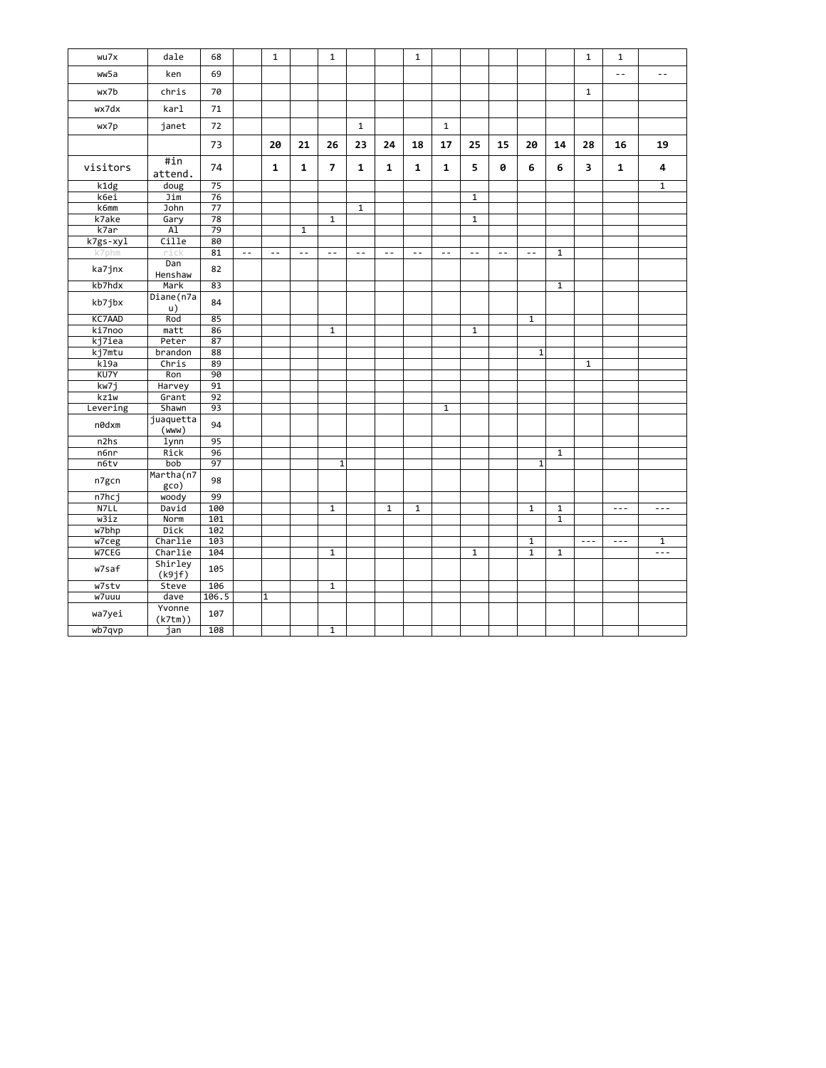| | | | | | | | | | | | | | | | | | |
|---|---|---|---|---|---|---|---|---|---|---|---|---|---|---|---|---|---|
| wu7x | dale | 68 | | 1 | | 1 | | | 1 | | | | | | 1 | 1 | |
| ww5a | ken | 69 | | | | | | | | | | | | | | -- | -- |
| wx7b | chris | 70 | | | | | | | | | | | | | 1 | | |
| wx7dx | karl | 71 | | | | | | | | | | | | | | | |
| wx7p | janet | 72 | | | | | 1 | | | 1 | | | | | | | |
| | | 73 | | **20** | **21** | **26** | **23** | **24** | **18** | **17** | **25** | **15** | **20** | **14** | **28** | **16** | **19** |
| visitors | #in attend. | 74 | | **1** | **1** | **7** | **1** | **1** | **1** | **1** | **5** | **0** | **6** | **6** | **3** | **1** | **4** |
| k1dg | doug | 75 | | | | | | | | | | | | | | | 1 |
| k6ei | Jim | 76 | | | | | | | | | 1 | | | | | | |
| k6mm | John | 77 | | | | | 1 | | | | | | | | | | |
| k7ake | Gary | 78 | | | | 1 | | | | | 1 | | | | | | |
| k7ar | Al | 79 | | | 1 | | | | | | | | | | | | |
| k7gs-xyl | Cille | 80 | | | | | | | | | | | | | | | |
| k7phm | rick | 81 | -- | -- | -- | -- | -- | -- | -- | -- | -- | -- | -- | 1 | | | |
| ka7jnx | Dan Henshaw | 82 | | | | | | | | | | | | | | | |
| kb7hdx | Mark | 83 | | | | | | | | | | | | 1 | | | |
| kb7jbx | Diane(n7au) | 84 | | | | | | | | | | | | | | | |
| KC7AAD | Rod | 85 | | | | | | | | | | | 1 | | | | |
| ki7noo | matt | 86 | | | | 1 | | | | | 1 | | | | | | |
| kj7iea | Peter | 87 | | | | | | | | | | | | | | | |
| kj7mtu | brandon | 88 | | | | | | | | | | | 1 | | | | |
| kl9a | Chris | 89 | | | | | | | | | | | | | 1 | | |
| KU7Y | Ron | 90 | | | | | | | | | | | | | | | |
| kw7j | Harvey | 91 | | | | | | | | | | | | | | | |
| kz1w | Grant | 92 | | | | | | | | | | | | | | | |
| Levering | Shawn | 93 | | | | | | | | 1 | | | | | | | |
| n0dxm | juaquetta (www) | 94 | | | | | | | | | | | | | | | |
| n2hs | lynn | 95 | | | | | | | | | | | | | | | |
| n6nr | Rick | 96 | | | | | | | | | | | | 1 | | | |
| n6tv | bob | 97 | | | | 1 | | | | | | | 1 | | | | |
| n7gcn | Martha(n7gco) | 98 | | | | | | | | | | | | | | | |
| n7hcj | woody | 99 | | | | | | | | | | | | | | | |
| N7LL | David | 100 | | | | 1 | | 1 | 1 | | | | 1 | 1 | | --- | --- |
| w3iz | Norm | 101 | | | | | | | | | | | | 1 | | | |
| w7bhp | Dick | 102 | | | | | | | | | | | | | | | |
| w7ceg | Charlie | 103 | | | | | | | | | | | 1 | | --- | --- | 1 |
| W7CEG | Charlie | 104 | | | | 1 | | | | | 1 | | 1 | 1 | | | --- |
| w7saf | Shirley (k9jf) | 105 | | | | | | | | | | | | | | | |
| w7stv | Steve | 106 | | | | 1 | | | | | | | | | | | |
| w7uuu | dave | 106.5 | | 1 | | | | | | | | | | | | | |
| wa7yei | Yvonne (k7tm)) | 107 | | | | | | | | | | | | | | | |
| wb7qvp | jan | 108 | | | | 1 | | | | | | | | | | | |